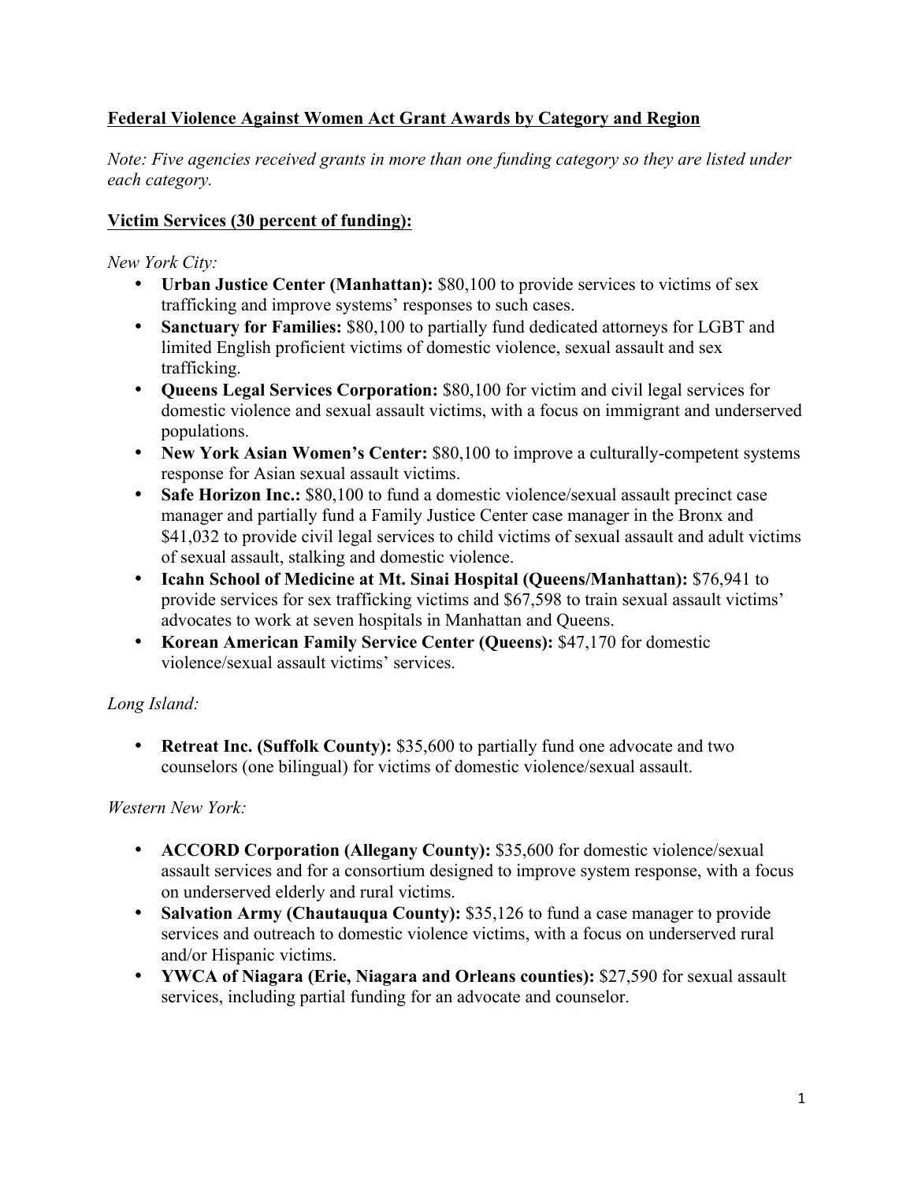**Federal Violence Against Women Act Grant Awards by Category and Region**

*Note: Five agencies received grants in more than one funding category so they are listed under each category.*

**Victim Services (30 percent of funding):**

*New York City:*

- **Urban Justice Center (Manhattan):** $80,100 to provide services to victims of sex trafficking and improve systems' responses to such cases.
- **Sanctuary for Families:** $80,100 to partially fund dedicated attorneys for LGBT and limited English proficient victims of domestic violence, sexual assault and sex trafficking.
- **Queens Legal Services Corporation:** $80,100 for victim and civil legal services for domestic violence and sexual assault victims, with a focus on immigrant and underserved populations.
- **New York Asian Women's Center:** $80,100 to improve a culturally-competent systems response for Asian sexual assault victims.
- **Safe Horizon Inc.:** $80,100 to fund a domestic violence/sexual assault precinct case manager and partially fund a Family Justice Center case manager in the Bronx and $41,032 to provide civil legal services to child victims of sexual assault and adult victims of sexual assault, stalking and domestic violence.
- **Icahn School of Medicine at Mt. Sinai Hospital (Queens/Manhattan):** $76,941 to provide services for sex trafficking victims and $67,598 to train sexual assault victims' advocates to work at seven hospitals in Manhattan and Queens.
- **Korean American Family Service Center (Queens):** $47,170 for domestic violence/sexual assault victims' services.

*Long Island:*

- **Retreat Inc. (Suffolk County):** $35,600 to partially fund one advocate and two counselors (one bilingual) for victims of domestic violence/sexual assault.

*Western New York:*

- **ACCORD Corporation (Allegany County):** $35,600 for domestic violence/sexual assault services and for a consortium designed to improve system response, with a focus on underserved elderly and rural victims.
- **Salvation Army (Chautauqua County):** $35,126 to fund a case manager to provide services and outreach to domestic violence victims, with a focus on underserved rural and/or Hispanic victims.
- **YWCA of Niagara (Erie, Niagara and Orleans counties):** $27,590 for sexual assault services, including partial funding for an advocate and counselor.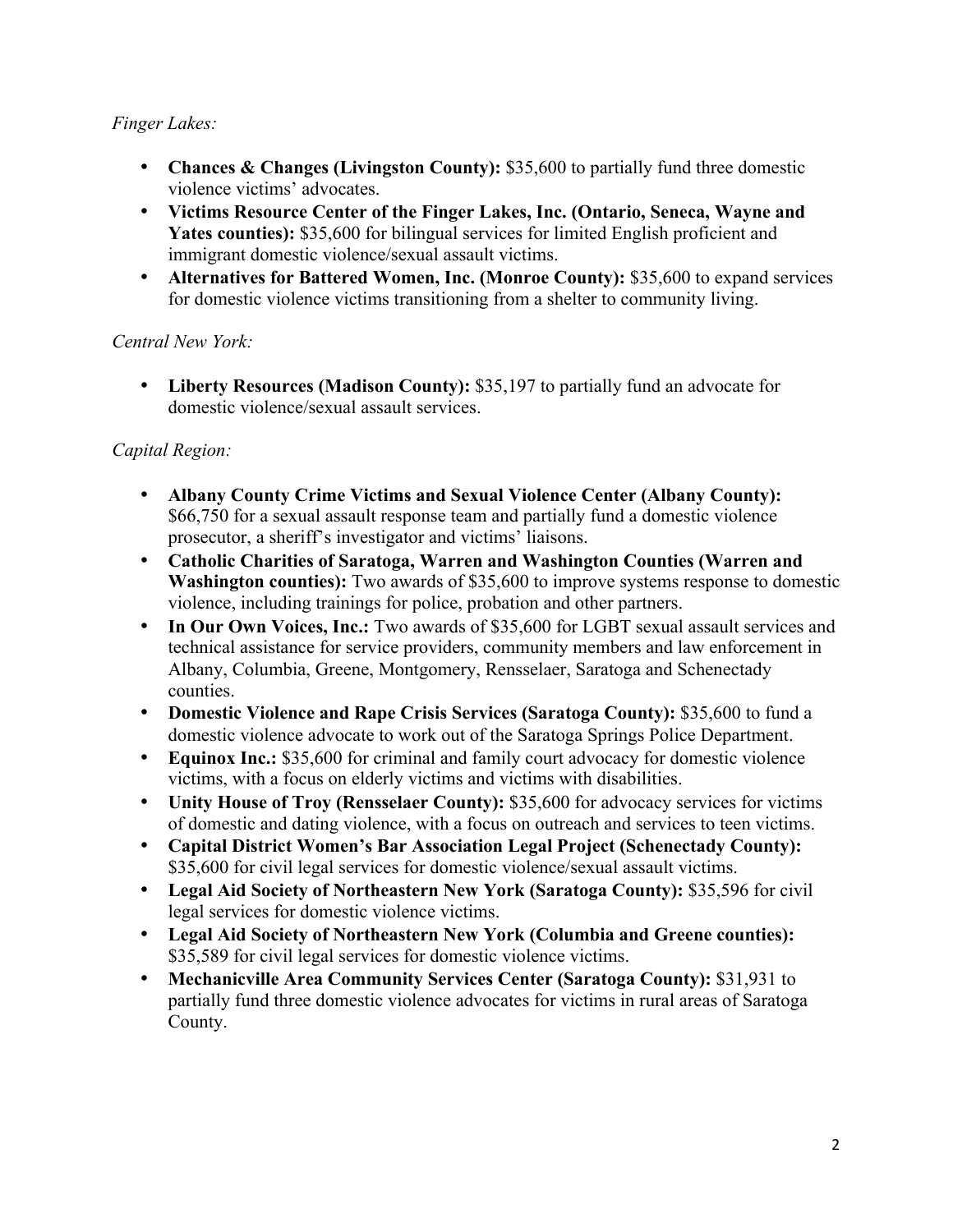*Finger Lakes:*

- **Chances & Changes (Livingston County):** $35,600 to partially fund three domestic violence victims' advocates.
- **Victims Resource Center of the Finger Lakes, Inc. (Ontario, Seneca, Wayne and Yates counties):** $35,600 for bilingual services for limited English proficient and immigrant domestic violence/sexual assault victims.
- **Alternatives for Battered Women, Inc. (Monroe County):** $35,600 to expand services for domestic violence victims transitioning from a shelter to community living.

*Central New York:*

- **Liberty Resources (Madison County):** $35,197 to partially fund an advocate for domestic violence/sexual assault services.

*Capital Region:*

- **Albany County Crime Victims and Sexual Violence Center (Albany County):** $66,750 for a sexual assault response team and partially fund a domestic violence prosecutor, a sheriff's investigator and victims' liaisons.
- **Catholic Charities of Saratoga, Warren and Washington Counties (Warren and Washington counties):** Two awards of $35,600 to improve systems response to domestic violence, including trainings for police, probation and other partners.
- **In Our Own Voices, Inc.:** Two awards of $35,600 for LGBT sexual assault services and technical assistance for service providers, community members and law enforcement in Albany, Columbia, Greene, Montgomery, Rensselaer, Saratoga and Schenectady counties.
- **Domestic Violence and Rape Crisis Services (Saratoga County):** $35,600 to fund a domestic violence advocate to work out of the Saratoga Springs Police Department.
- **Equinox Inc.:** $35,600 for criminal and family court advocacy for domestic violence victims, with a focus on elderly victims and victims with disabilities.
- **Unity House of Troy (Rensselaer County):** $35,600 for advocacy services for victims of domestic and dating violence, with a focus on outreach and services to teen victims.
- **Capital District Women's Bar Association Legal Project (Schenectady County):** $35,600 for civil legal services for domestic violence/sexual assault victims.
- **Legal Aid Society of Northeastern New York (Saratoga County):** $35,596 for civil legal services for domestic violence victims.
- **Legal Aid Society of Northeastern New York (Columbia and Greene counties):** $35,589 for civil legal services for domestic violence victims.
- **Mechanicville Area Community Services Center (Saratoga County):** $31,931 to partially fund three domestic violence advocates for victims in rural areas of Saratoga County.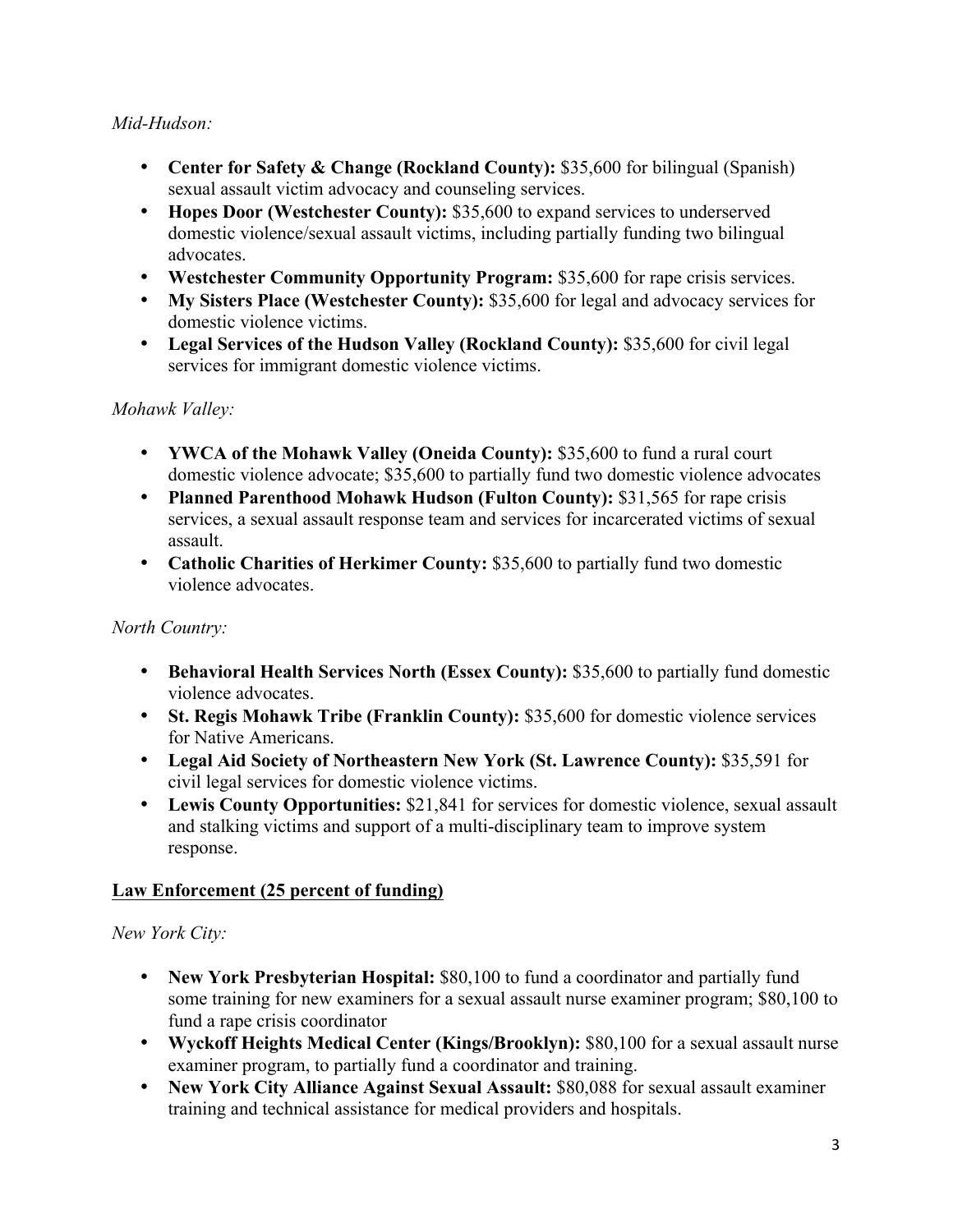*Mid-Hudson:*

- **Center for Safety & Change (Rockland County):** $35,600 for bilingual (Spanish) sexual assault victim advocacy and counseling services.
- **Hopes Door (Westchester County):** $35,600 to expand services to underserved domestic violence/sexual assault victims, including partially funding two bilingual advocates.
- **Westchester Community Opportunity Program:** $35,600 for rape crisis services.
- **My Sisters Place (Westchester County):** $35,600 for legal and advocacy services for domestic violence victims.
- **Legal Services of the Hudson Valley (Rockland County):** $35,600 for civil legal services for immigrant domestic violence victims.

*Mohawk Valley:*

- **YWCA of the Mohawk Valley (Oneida County):** $35,600 to fund a rural court domestic violence advocate; $35,600 to partially fund two domestic violence advocates
- **Planned Parenthood Mohawk Hudson (Fulton County):** $31,565 for rape crisis services, a sexual assault response team and services for incarcerated victims of sexual assault.
- **Catholic Charities of Herkimer County:** $35,600 to partially fund two domestic violence advocates.

*North Country:*

- **Behavioral Health Services North (Essex County):** $35,600 to partially fund domestic violence advocates.
- **St. Regis Mohawk Tribe (Franklin County):** $35,600 for domestic violence services for Native Americans.
- **Legal Aid Society of Northeastern New York (St. Lawrence County):** $35,591 for civil legal services for domestic violence victims.
- **Lewis County Opportunities:** $21,841 for services for domestic violence, sexual assault and stalking victims and support of a multi-disciplinary team to improve system response.

**<u>Law Enforcement (25 percent of funding)</u>**

*New York City:*

- **New York Presbyterian Hospital:** $80,100 to fund a coordinator and partially fund some training for new examiners for a sexual assault nurse examiner program; $80,100 to fund a rape crisis coordinator
- **Wyckoff Heights Medical Center (Kings/Brooklyn):** $80,100 for a sexual assault nurse examiner program, to partially fund a coordinator and training.
- **New York City Alliance Against Sexual Assault:** $80,088 for sexual assault examiner training and technical assistance for medical providers and hospitals.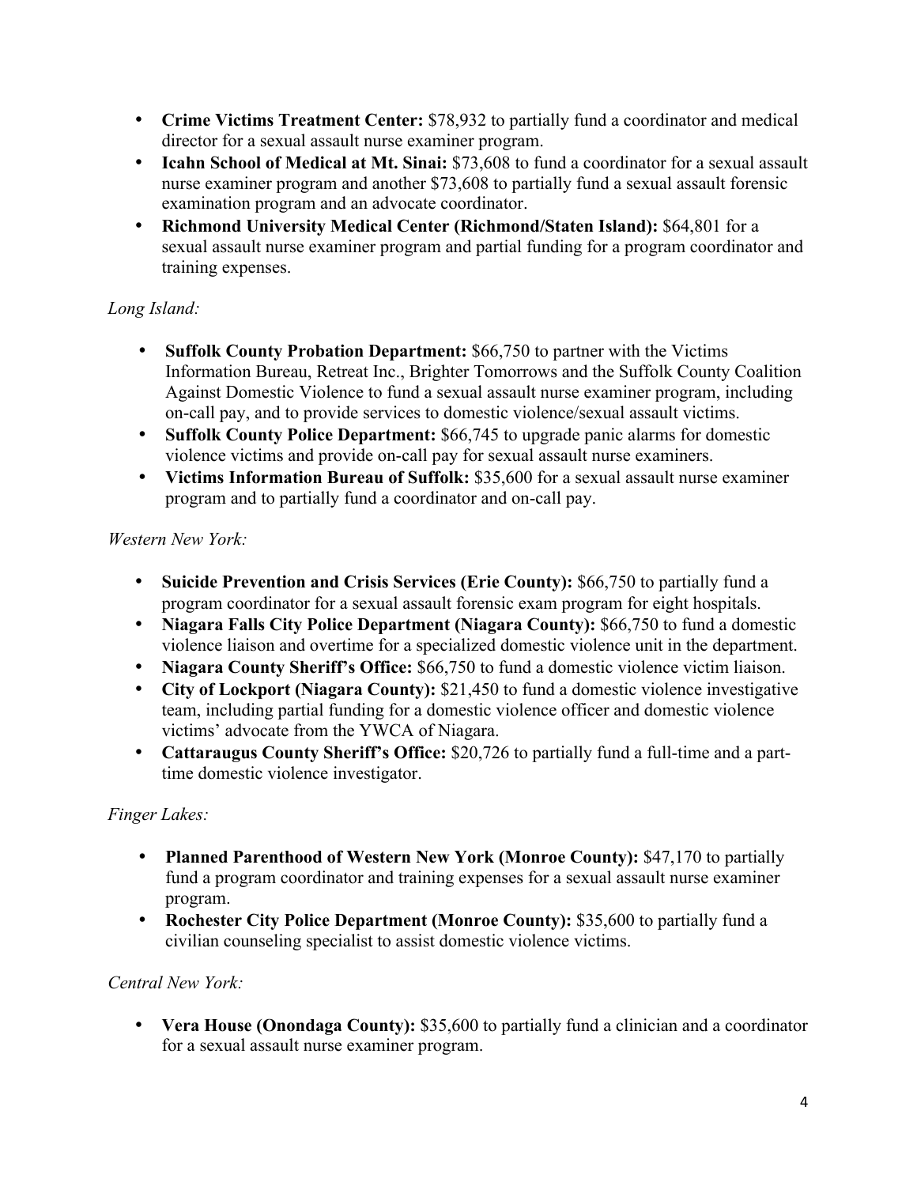- **Crime Victims Treatment Center:** $78,932 to partially fund a coordinator and medical director for a sexual assault nurse examiner program.
- **Icahn School of Medical at Mt. Sinai:** $73,608 to fund a coordinator for a sexual assault nurse examiner program and another $73,608 to partially fund a sexual assault forensic examination program and an advocate coordinator.
- **Richmond University Medical Center (Richmond/Staten Island):** $64,801 for a sexual assault nurse examiner program and partial funding for a program coordinator and training expenses.

*Long Island:*

- **Suffolk County Probation Department:** $66,750 to partner with the Victims Information Bureau, Retreat Inc., Brighter Tomorrows and the Suffolk County Coalition Against Domestic Violence to fund a sexual assault nurse examiner program, including on-call pay, and to provide services to domestic violence/sexual assault victims.
- **Suffolk County Police Department:** $66,745 to upgrade panic alarms for domestic violence victims and provide on-call pay for sexual assault nurse examiners.
- **Victims Information Bureau of Suffolk:** $35,600 for a sexual assault nurse examiner program and to partially fund a coordinator and on-call pay.

*Western New York:*

- **Suicide Prevention and Crisis Services (Erie County):** $66,750 to partially fund a program coordinator for a sexual assault forensic exam program for eight hospitals.
- **Niagara Falls City Police Department (Niagara County):** $66,750 to fund a domestic violence liaison and overtime for a specialized domestic violence unit in the department.
- **Niagara County Sheriff's Office:** $66,750 to fund a domestic violence victim liaison.
- **City of Lockport (Niagara County):** $21,450 to fund a domestic violence investigative team, including partial funding for a domestic violence officer and domestic violence victims' advocate from the YWCA of Niagara.
- **Cattaraugus County Sheriff's Office:** $20,726 to partially fund a full-time and a part-time domestic violence investigator.

*Finger Lakes:*

- **Planned Parenthood of Western New York (Monroe County):** $47,170 to partially fund a program coordinator and training expenses for a sexual assault nurse examiner program.
- **Rochester City Police Department (Monroe County):** $35,600 to partially fund a civilian counseling specialist to assist domestic violence victims.

*Central New York:*

- **Vera House (Onondaga County):** $35,600 to partially fund a clinician and a coordinator for a sexual assault nurse examiner program.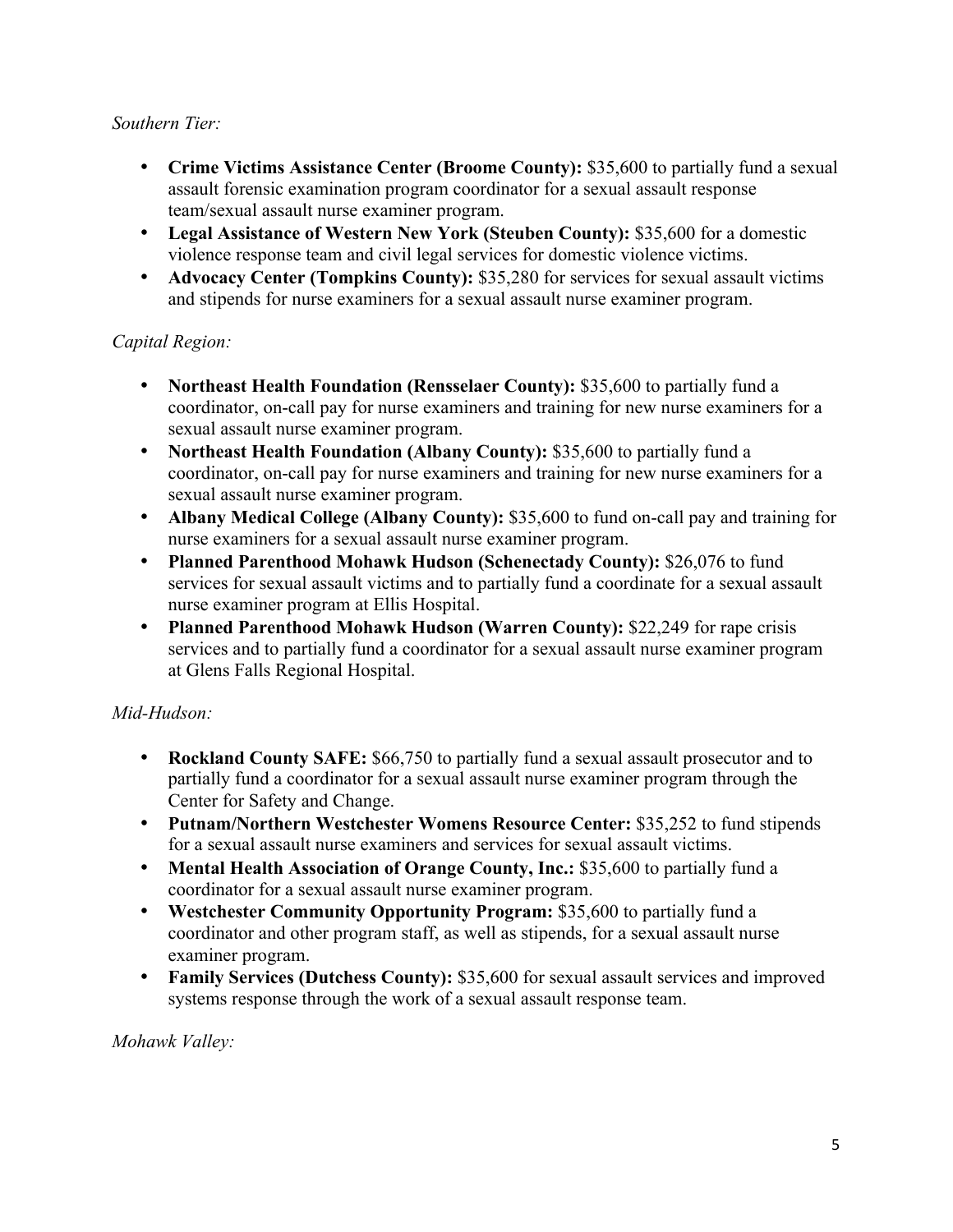*Southern Tier:*

- **Crime Victims Assistance Center (Broome County):** $35,600 to partially fund a sexual assault forensic examination program coordinator for a sexual assault response team/sexual assault nurse examiner program.
- **Legal Assistance of Western New York (Steuben County):** $35,600 for a domestic violence response team and civil legal services for domestic violence victims.
- **Advocacy Center (Tompkins County):** $35,280 for services for sexual assault victims and stipends for nurse examiners for a sexual assault nurse examiner program.

*Capital Region:*

- **Northeast Health Foundation (Rensselaer County):** $35,600 to partially fund a coordinator, on-call pay for nurse examiners and training for new nurse examiners for a sexual assault nurse examiner program.
- **Northeast Health Foundation (Albany County):** $35,600 to partially fund a coordinator, on-call pay for nurse examiners and training for new nurse examiners for a sexual assault nurse examiner program.
- **Albany Medical College (Albany County):** $35,600 to fund on-call pay and training for nurse examiners for a sexual assault nurse examiner program.
- **Planned Parenthood Mohawk Hudson (Schenectady County):** $26,076 to fund services for sexual assault victims and to partially fund a coordinate for a sexual assault nurse examiner program at Ellis Hospital.
- **Planned Parenthood Mohawk Hudson (Warren County):** $22,249 for rape crisis services and to partially fund a coordinator for a sexual assault nurse examiner program at Glens Falls Regional Hospital.

*Mid-Hudson:*

- **Rockland County SAFE:** $66,750 to partially fund a sexual assault prosecutor and to partially fund a coordinator for a sexual assault nurse examiner program through the Center for Safety and Change.
- **Putnam/Northern Westchester Womens Resource Center:** $35,252 to fund stipends for a sexual assault nurse examiners and services for sexual assault victims.
- **Mental Health Association of Orange County, Inc.:** $35,600 to partially fund a coordinator for a sexual assault nurse examiner program.
- **Westchester Community Opportunity Program:** $35,600 to partially fund a coordinator and other program staff, as well as stipends, for a sexual assault nurse examiner program.
- **Family Services (Dutchess County):** $35,600 for sexual assault services and improved systems response through the work of a sexual assault response team.

*Mohawk Valley:*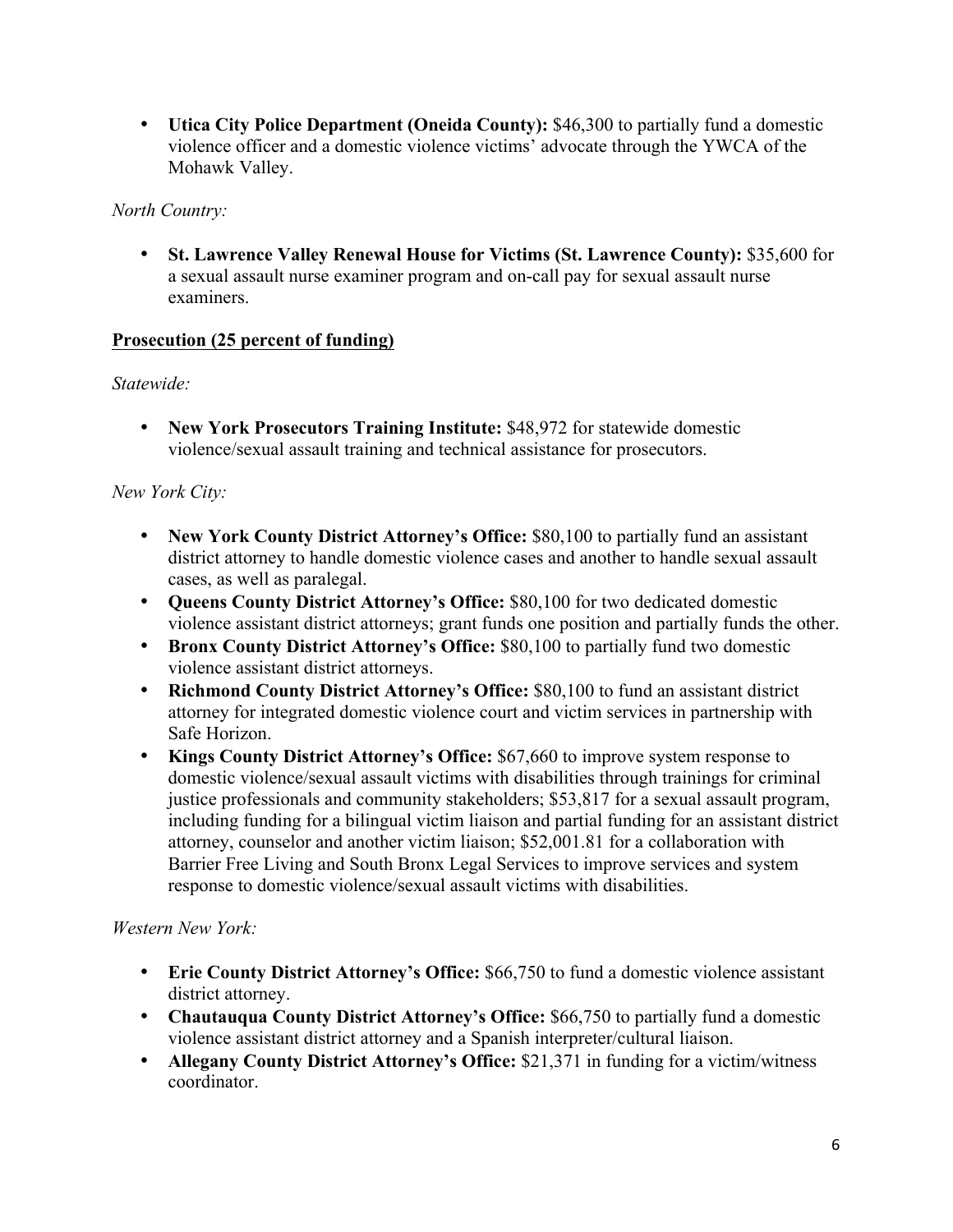- **Utica City Police Department (Oneida County):** $46,300 to partially fund a domestic violence officer and a domestic violence victims' advocate through the YWCA of the Mohawk Valley.

*North Country:*

- **St. Lawrence Valley Renewal House for Victims (St. Lawrence County):** $35,600 for a sexual assault nurse examiner program and on-call pay for sexual assault nurse examiners.

**Prosecution (25 percent of funding)**

*Statewide:*

- **New York Prosecutors Training Institute:** $48,972 for statewide domestic violence/sexual assault training and technical assistance for prosecutors.

*New York City:*

- **New York County District Attorney's Office:** $80,100 to partially fund an assistant district attorney to handle domestic violence cases and another to handle sexual assault cases, as well as paralegal.
- **Queens County District Attorney's Office:** $80,100 for two dedicated domestic violence assistant district attorneys; grant funds one position and partially funds the other.
- **Bronx County District Attorney's Office:** $80,100 to partially fund two domestic violence assistant district attorneys.
- **Richmond County District Attorney's Office:** $80,100 to fund an assistant district attorney for integrated domestic violence court and victim services in partnership with Safe Horizon.
- **Kings County District Attorney's Office:** $67,660 to improve system response to domestic violence/sexual assault victims with disabilities through trainings for criminal justice professionals and community stakeholders; $53,817 for a sexual assault program, including funding for a bilingual victim liaison and partial funding for an assistant district attorney, counselor and another victim liaison; $52,001.81 for a collaboration with Barrier Free Living and South Bronx Legal Services to improve services and system response to domestic violence/sexual assault victims with disabilities.

*Western New York:*

- **Erie County District Attorney's Office:** $66,750 to fund a domestic violence assistant district attorney.
- **Chautauqua County District Attorney's Office:** $66,750 to partially fund a domestic violence assistant district attorney and a Spanish interpreter/cultural liaison.
- **Allegany County District Attorney's Office:** $21,371 in funding for a victim/witness coordinator.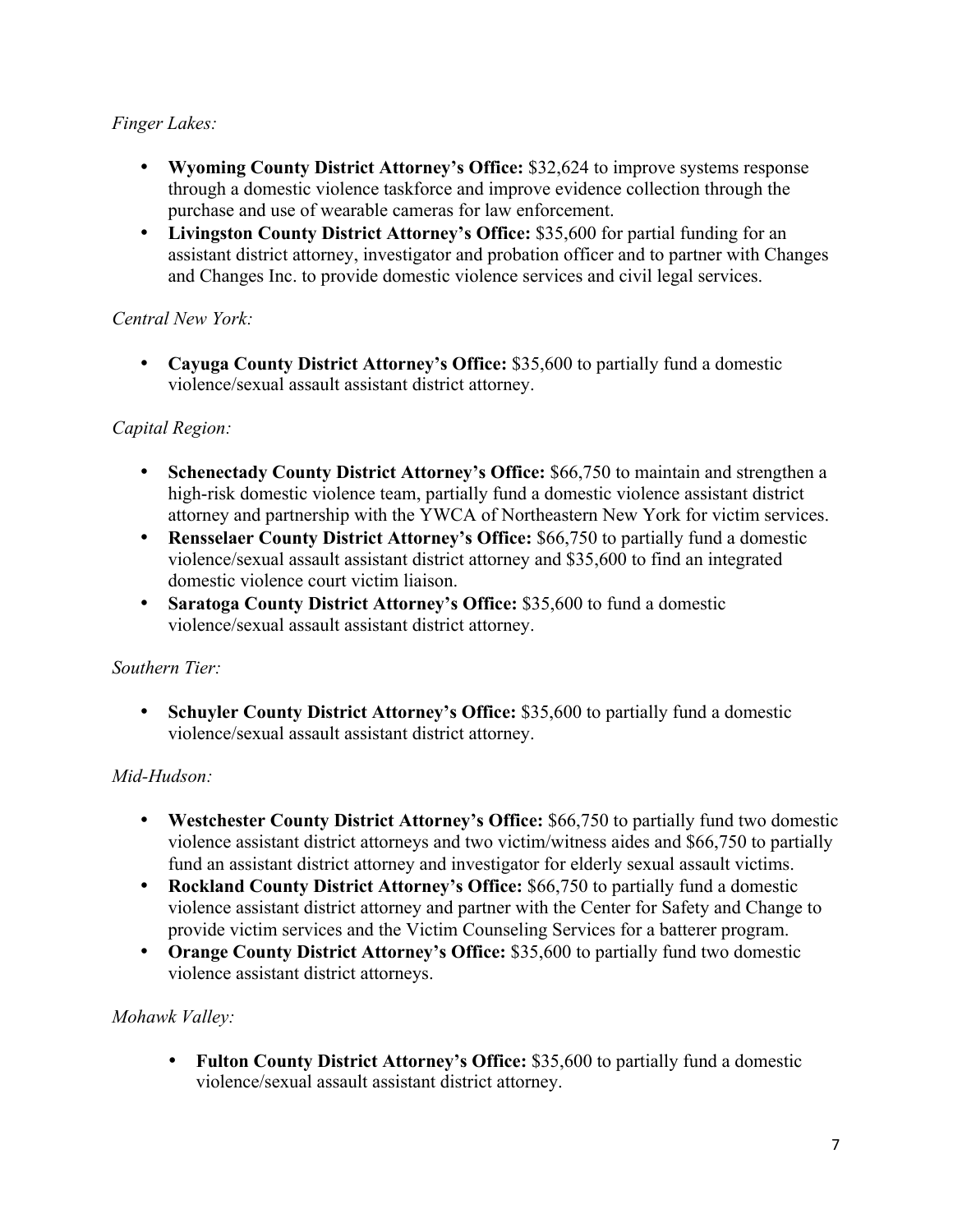*Finger Lakes:*

- **Wyoming County District Attorney's Office:** $32,624 to improve systems response through a domestic violence taskforce and improve evidence collection through the purchase and use of wearable cameras for law enforcement.
- **Livingston County District Attorney's Office:** $35,600 for partial funding for an assistant district attorney, investigator and probation officer and to partner with Changes and Changes Inc. to provide domestic violence services and civil legal services.

*Central New York:*

- **Cayuga County District Attorney's Office:** $35,600 to partially fund a domestic violence/sexual assault assistant district attorney.

*Capital Region:*

- **Schenectady County District Attorney's Office:** $66,750 to maintain and strengthen a high-risk domestic violence team, partially fund a domestic violence assistant district attorney and partnership with the YWCA of Northeastern New York for victim services.
- **Rensselaer County District Attorney's Office:** $66,750 to partially fund a domestic violence/sexual assault assistant district attorney and $35,600 to find an integrated domestic violence court victim liaison.
- **Saratoga County District Attorney's Office:** $35,600 to fund a domestic violence/sexual assault assistant district attorney.

*Southern Tier:*

- **Schuyler County District Attorney's Office:** $35,600 to partially fund a domestic violence/sexual assault assistant district attorney.

*Mid-Hudson:*

- **Westchester County District Attorney's Office:** $66,750 to partially fund two domestic violence assistant district attorneys and two victim/witness aides and $66,750 to partially fund an assistant district attorney and investigator for elderly sexual assault victims.
- **Rockland County District Attorney's Office:** $66,750 to partially fund a domestic violence assistant district attorney and partner with the Center for Safety and Change to provide victim services and the Victim Counseling Services for a batterer program.
- **Orange County District Attorney's Office:** $35,600 to partially fund two domestic violence assistant district attorneys.

*Mohawk Valley:*

- **Fulton County District Attorney's Office:** $35,600 to partially fund a domestic violence/sexual assault assistant district attorney.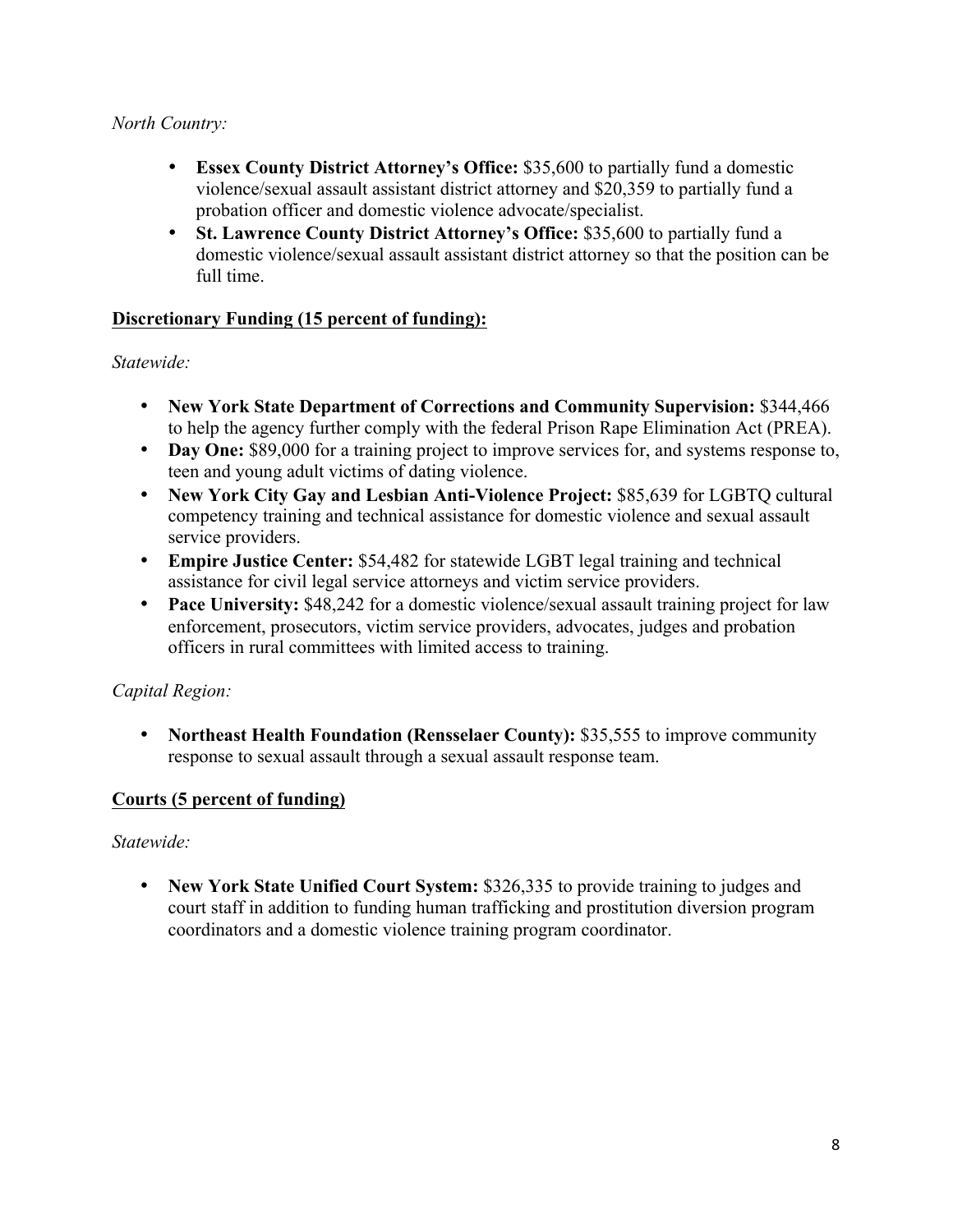*North Country:*

- **Essex County District Attorney's Office:** $35,600 to partially fund a domestic violence/sexual assault assistant district attorney and $20,359 to partially fund a probation officer and domestic violence advocate/specialist.
- **St. Lawrence County District Attorney's Office:** $35,600 to partially fund a domestic violence/sexual assault assistant district attorney so that the position can be full time.

**Discretionary Funding (15 percent of funding):**

*Statewide:*

- **New York State Department of Corrections and Community Supervision:** $344,466 to help the agency further comply with the federal Prison Rape Elimination Act (PREA).
- **Day One:** $89,000 for a training project to improve services for, and systems response to, teen and young adult victims of dating violence.
- **New York City Gay and Lesbian Anti-Violence Project:** $85,639 for LGBTQ cultural competency training and technical assistance for domestic violence and sexual assault service providers.
- **Empire Justice Center:** $54,482 for statewide LGBT legal training and technical assistance for civil legal service attorneys and victim service providers.
- **Pace University:** $48,242 for a domestic violence/sexual assault training project for law enforcement, prosecutors, victim service providers, advocates, judges and probation officers in rural committees with limited access to training.

*Capital Region:*

- **Northeast Health Foundation (Rensselaer County):** $35,555 to improve community response to sexual assault through a sexual assault response team.

**Courts (5 percent of funding)**

*Statewide:*

- **New York State Unified Court System:** $326,335 to provide training to judges and court staff in addition to funding human trafficking and prostitution diversion program coordinators and a domestic violence training program coordinator.